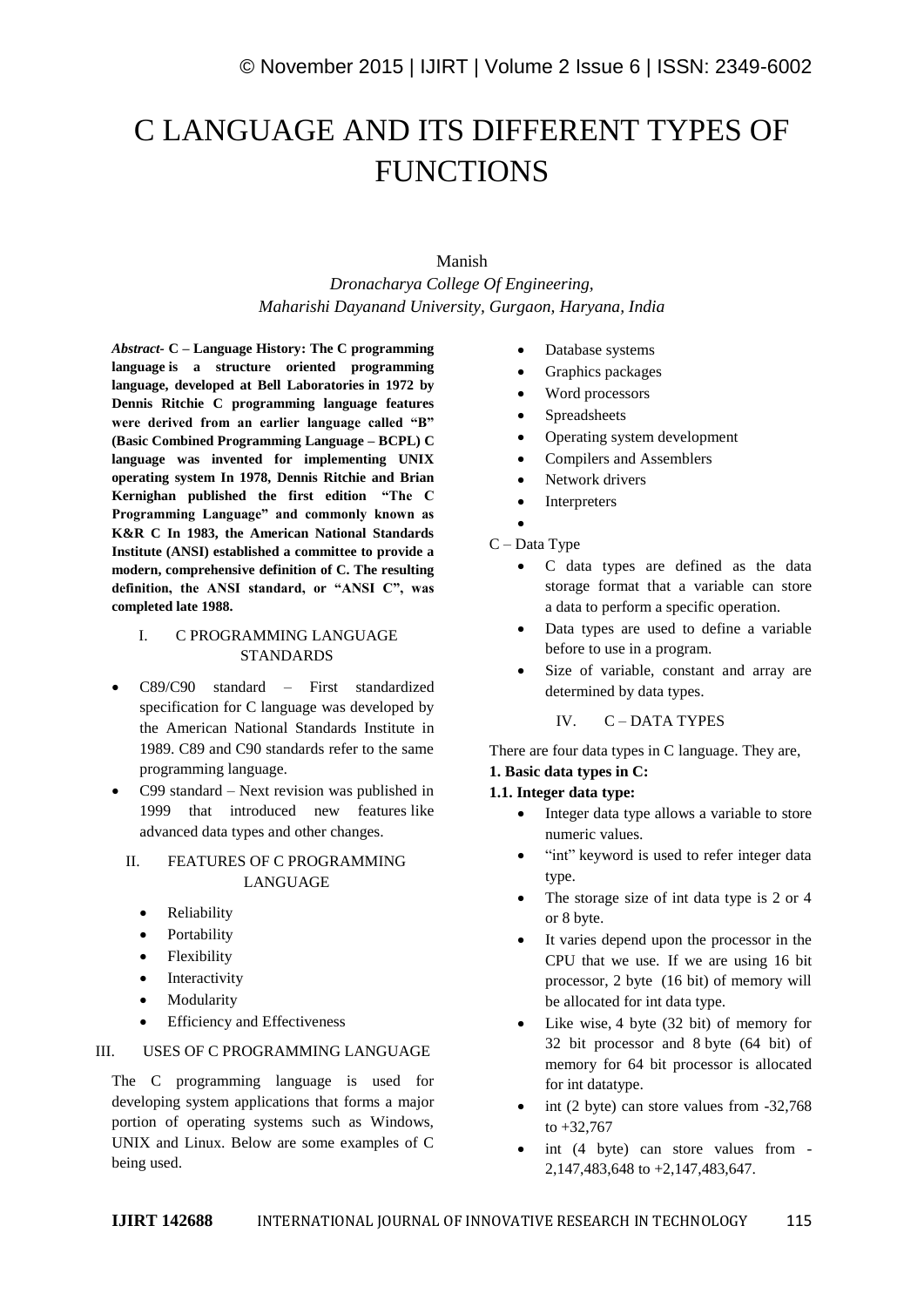# C LANGUAGE AND ITS DIFFERENT TYPES OF FUNCTIONS

Manish

*Dronacharya College Of Engineering,*
*Maharishi Dayanand University, Gurgaon, Haryana, India*

***Abstract-*** **C – Language History: The C programming language is a structure oriented programming language, developed at Bell Laboratories in 1972 by Dennis Ritchie C programming language features were derived from an earlier language called "B" (Basic Combined Programming Language – BCPL) C language was invented for implementing UNIX operating system In 1978, Dennis Ritchie and Brian Kernighan published the first edition "The C Programming Language" and commonly known as K&R C In 1983, the American National Standards Institute (ANSI) established a committee to provide a modern, comprehensive definition of C. The resulting definition, the ANSI standard, or "ANSI C", was completed late 1988.**

## I. C PROGRAMMING LANGUAGE STANDARDS

- C89/C90 standard – First standardized specification for C language was developed by the American National Standards Institute in 1989. C89 and C90 standards refer to the same programming language.
- C99 standard – Next revision was published in 1999 that introduced new features like advanced data types and other changes.

## II. FEATURES OF C PROGRAMMING LANGUAGE

- Reliability
- Portability
- Flexibility
- Interactivity
- Modularity
- Efficiency and Effectiveness

## III. USES OF C PROGRAMMING LANGUAGE

The C programming language is used for developing system applications that forms a major portion of operating systems such as Windows, UNIX and Linux. Below are some examples of C being used.

- Database systems
- Graphics packages
- Word processors
- Spreadsheets
- Operating system development
- Compilers and Assemblers
- Network drivers
- Interpreters

C – Data Type

- C data types are defined as the data storage format that a variable can store a data to perform a specific operation.
- Data types are used to define a variable before to use in a program.
- Size of variable, constant and array are determined by data types.

## IV. C – DATA TYPES

There are four data types in C language. They are,

**1. Basic data types in C:**

**1.1. Integer data type:**

- Integer data type allows a variable to store numeric values.
- "int" keyword is used to refer integer data type.
- The storage size of int data type is 2 or 4 or 8 byte.
- It varies depend upon the processor in the CPU that we use. If we are using 16 bit processor, 2 byte (16 bit) of memory will be allocated for int data type.
- Like wise, 4 byte (32 bit) of memory for 32 bit processor and 8 byte (64 bit) of memory for 64 bit processor is allocated for int datatype.
- int (2 byte) can store values from -32,768 to +32,767
- int (4 byte) can store values from -2,147,483,648 to +2,147,483,647.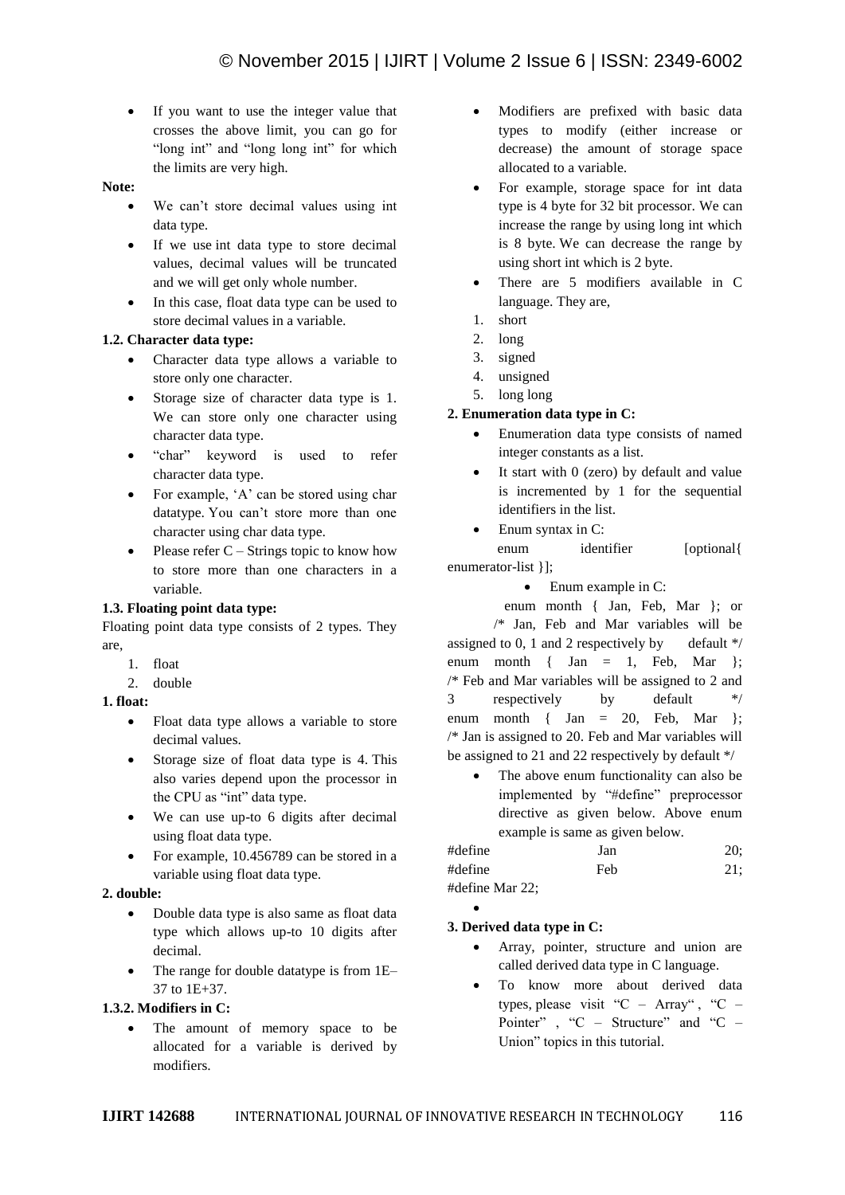- If you want to use the integer value that crosses the above limit, you can go for "long int" and "long long int" for which the limits are very high.

**Note:**

- We can't store decimal values using int data type.
- If we use int data type to store decimal values, decimal values will be truncated and we will get only whole number.
- In this case, float data type can be used to store decimal values in a variable.

**1.2. Character data type:**

- Character data type allows a variable to store only one character.
- Storage size of character data type is 1. We can store only one character using character data type.
- "char" keyword is used to refer character data type.
- For example, 'A' can be stored using char datatype. You can't store more than one character using char data type.
- Please refer C – Strings topic to know how to store more than one characters in a variable.

**1.3. Floating point data type:**

Floating point data type consists of 2 types. They are,

1. float
2. double

**1. float:**

- Float data type allows a variable to store decimal values.
- Storage size of float data type is 4. This also varies depend upon the processor in the CPU as "int" data type.
- We can use up-to 6 digits after decimal using float data type.
- For example, 10.456789 can be stored in a variable using float data type.

**2. double:**

- Double data type is also same as float data type which allows up-to 10 digits after decimal.
- The range for double datatype is from 1E–37 to 1E+37.

**1.3.2. Modifiers in C:**

- The amount of memory space to be allocated for a variable is derived by modifiers.
- Modifiers are prefixed with basic data types to modify (either increase or decrease) the amount of storage space allocated to a variable.
- For example, storage space for int data type is 4 byte for 32 bit processor. We can increase the range by using long int which is 8 byte. We can decrease the range by using short int which is 2 byte.
- There are 5 modifiers available in C language. They are,

1. short
2. long
3. signed
4. unsigned
5. long long

**2. Enumeration data type in C:**

- Enumeration data type consists of named integer constants as a list.
- It start with 0 (zero) by default and value is incremented by 1 for the sequential identifiers in the list.
- Enum syntax in C:

enum identifier [optional{ enumerator-list }];

- Enum example in C:

```
enum month { Jan, Feb, Mar }; or
/* Jan, Feb and Mar variables will be assigned to 0, 1 and 2 respectively by default */
enum month { Jan = 1, Feb, Mar };
/* Feb and Mar variables will be assigned to 2 and 3 respectively by default */
enum month { Jan = 20, Feb, Mar };
/* Jan is assigned to 20. Feb and Mar variables will be assigned to 21 and 22 respectively by default */
```

- The above enum functionality can also be implemented by "#define" preprocessor directive as given below. Above enum example is same as given below.

```
#define Jan 20;
#define Feb 21;
#define Mar 22;
```

**3. Derived data type in C:**

- Array, pointer, structure and union are called derived data type in C language.
- To know more about derived data types, please visit "C – Array", "C – Pointer", "C – Structure" and "C – Union" topics in this tutorial.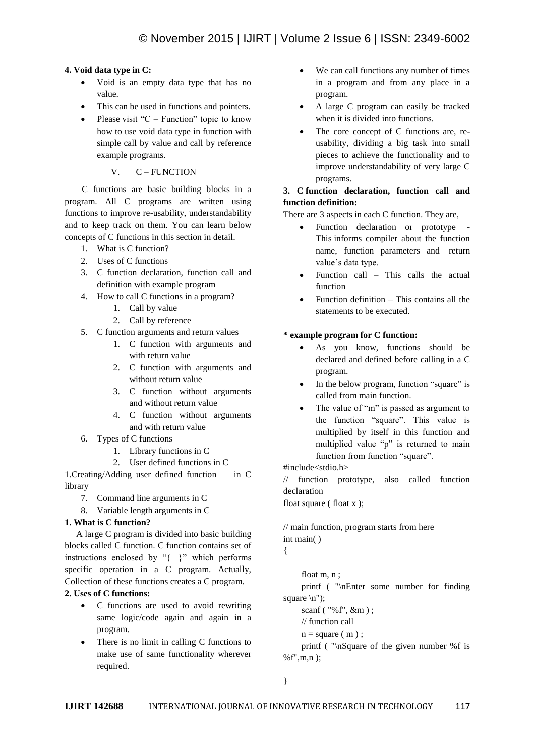**4. Void data type in C:**

- Void is an empty data type that has no value.
- This can be used in functions and pointers.
- Please visit "C – Function" topic to know how to use void data type in function with simple call by value and call by reference example programs.

## V. C – FUNCTION

C functions are basic building blocks in a program. All C programs are written using functions to improve re-usability, understandability and to keep track on them. You can learn below concepts of C functions in this section in detail.

1. What is C function?
2. Uses of C functions
3. C function declaration, function call and definition with example program
4. How to call C functions in a program?
    1. Call by value
    2. Call by reference
5. C function arguments and return values
    1. C function with arguments and with return value
    2. C function with arguments and without return value
    3. C function without arguments and without return value
    4. C function without arguments and with return value
6. Types of C functions
    1. Library functions in C
    2. User defined functions in C

1.Creating/Adding user defined function in C library

7. Command line arguments in C
8. Variable length arguments in C

**1. What is C function?**

A large C program is divided into basic building blocks called C function. C function contains set of instructions enclosed by "{ }" which performs specific operation in a C program. Actually, Collection of these functions creates a C program.

**2. Uses of C functions:**

- C functions are used to avoid rewriting same logic/code again and again in a program.
- There is no limit in calling C functions to make use of same functionality wherever required.
- We can call functions any number of times in a program and from any place in a program.
- A large C program can easily be tracked when it is divided into functions.
- The core concept of C functions are, re-usability, dividing a big task into small pieces to achieve the functionality and to improve understandability of very large C programs.

**3. C function declaration, function call and function definition:**

There are 3 aspects in each C function. They are,

- Function declaration or prototype - This informs compiler about the function name, function parameters and return value's data type.
- Function call – This calls the actual function
- Function definition – This contains all the statements to be executed.

**\* example program for C function:**

- As you know, functions should be declared and defined before calling in a C program.
- In the below program, function "square" is called from main function.
- The value of "m" is passed as argument to the function "square". This value is multiplied by itself in this function and multiplied value "p" is returned to main function from function "square".

```
#include<stdio.h>
// function prototype, also called function declaration
float square ( float x );

// main function, program starts from here
int main( )
{

    float m, n ;
    printf ( "\nEnter some number for finding square \n");
    scanf ( "%f", &m ) ;
    // function call
    n = square ( m ) ;
    printf ( "\nSquare of the given number %f is %f",m,n );

}
```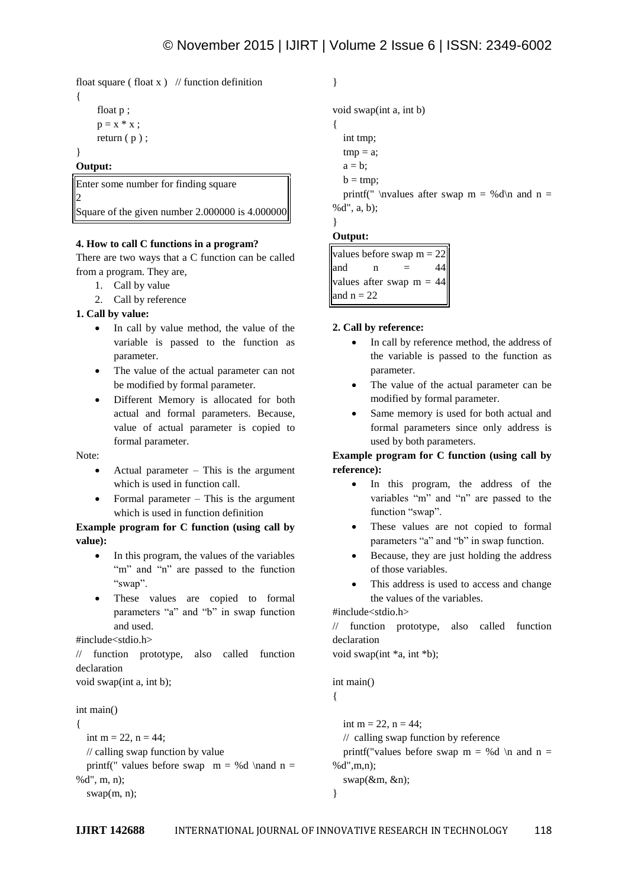```
float square ( float x )   // function definition
{
     float p ;
     p = x * x ;
     return ( p ) ;
}
```

**Output:**

```
Enter some number for finding square
2
Square of the given number 2.000000 is 4.000000
```

**4. How to call C functions in a program?**

There are two ways that a C function can be called from a program. They are,

1. Call by value
2. Call by reference

**1. Call by value:**

- In call by value method, the value of the variable is passed to the function as parameter.
- The value of the actual parameter can not be modified by formal parameter.
- Different Memory is allocated for both actual and formal parameters. Because, value of actual parameter is copied to formal parameter.

Note:

- Actual parameter – This is the argument which is used in function call.
- Formal parameter – This is the argument which is used in function definition

**Example program for C function (using call by value):**

- In this program, the values of the variables "m" and "n" are passed to the function "swap".
- These values are copied to formal parameters "a" and "b" in swap function and used.

```
#include<stdio.h>
// function prototype, also called function declaration
void swap(int a, int b);

int main()
{
   int m = 22, n = 44;
   // calling swap function by value
   printf(" values before swap  m = %d \nand n = %d", m, n);
   swap(m, n);
}

void swap(int a, int b)
{
   int tmp;
   tmp = a;
   a = b;
   b = tmp;
   printf(" \nvalues after swap m = %d\n and n = %d", a, b);
}
```

**Output:**

```
values before swap m = 22
and n = 44
values after swap m = 44
and n = 22
```

**2. Call by reference:**

- In call by reference method, the address of the variable is passed to the function as parameter.
- The value of the actual parameter can be modified by formal parameter.
- Same memory is used for both actual and formal parameters since only address is used by both parameters.

**Example program for C function (using call by reference):**

- In this program, the address of the variables "m" and "n" are passed to the function "swap".
- These values are not copied to formal parameters "a" and "b" in swap function.
- Because, they are just holding the address of those variables.
- This address is used to access and change the values of the variables.

```
#include<stdio.h>
// function prototype, also called function declaration
void swap(int *a, int *b);

int main()
{

   int m = 22, n = 44;
   // calling swap function by reference
   printf("values before swap m = %d \n and n = %d",m,n);
   swap(&m, &n);
}
```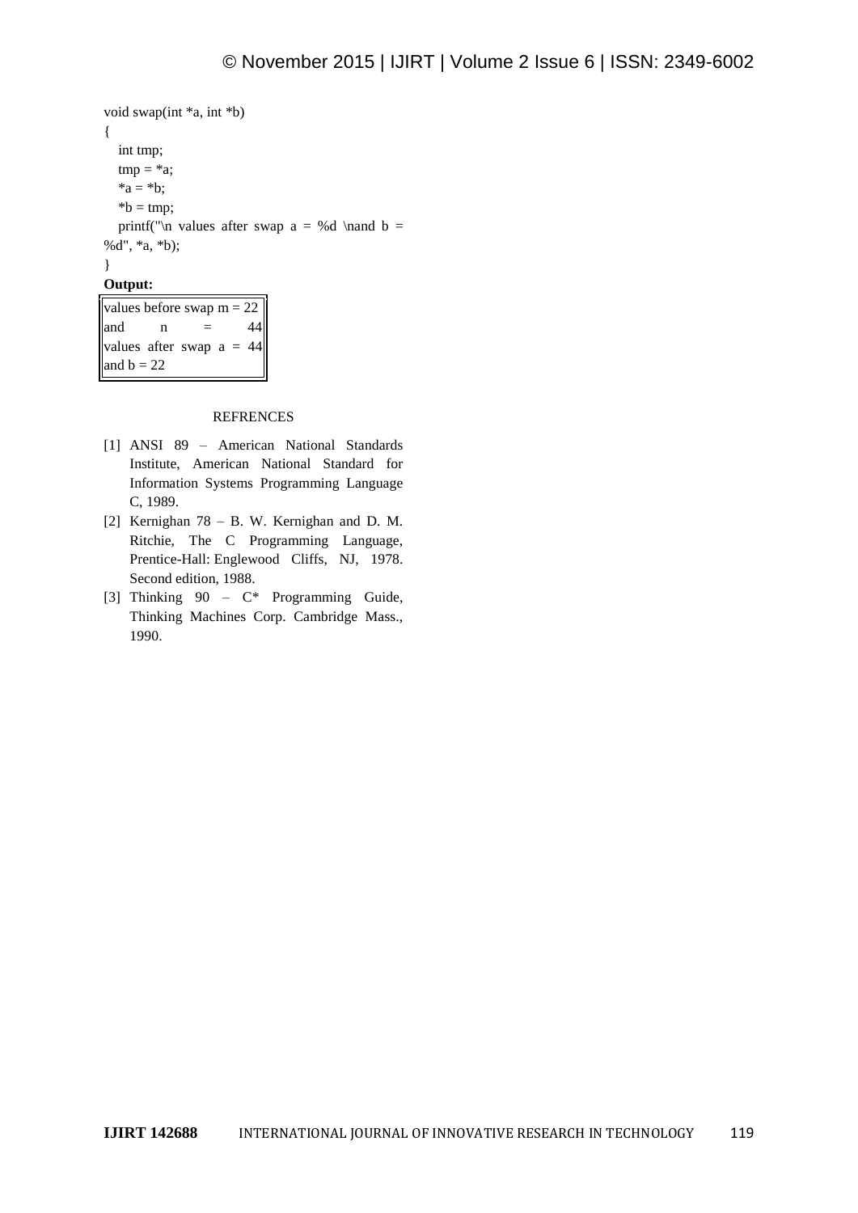```
void swap(int *a, int *b)
{
   int tmp;
   tmp = *a;
   *a = *b;
   *b = tmp;
   printf("\n values after swap a = %d \nand b =
%d", *a, *b);
}
```

**Output:**

```
values before swap m = 22
and n = 44
values after swap a = 44
and b = 22
```

REFRENCES

[1] ANSI 89 – American National Standards Institute, American National Standard for Information Systems Programming Language C, 1989.

[2] Kernighan 78 – B. W. Kernighan and D. M. Ritchie, The C Programming Language, Prentice-Hall: Englewood Cliffs, NJ, 1978. Second edition, 1988.

[3] Thinking 90 – C* Programming Guide, Thinking Machines Corp. Cambridge Mass., 1990.